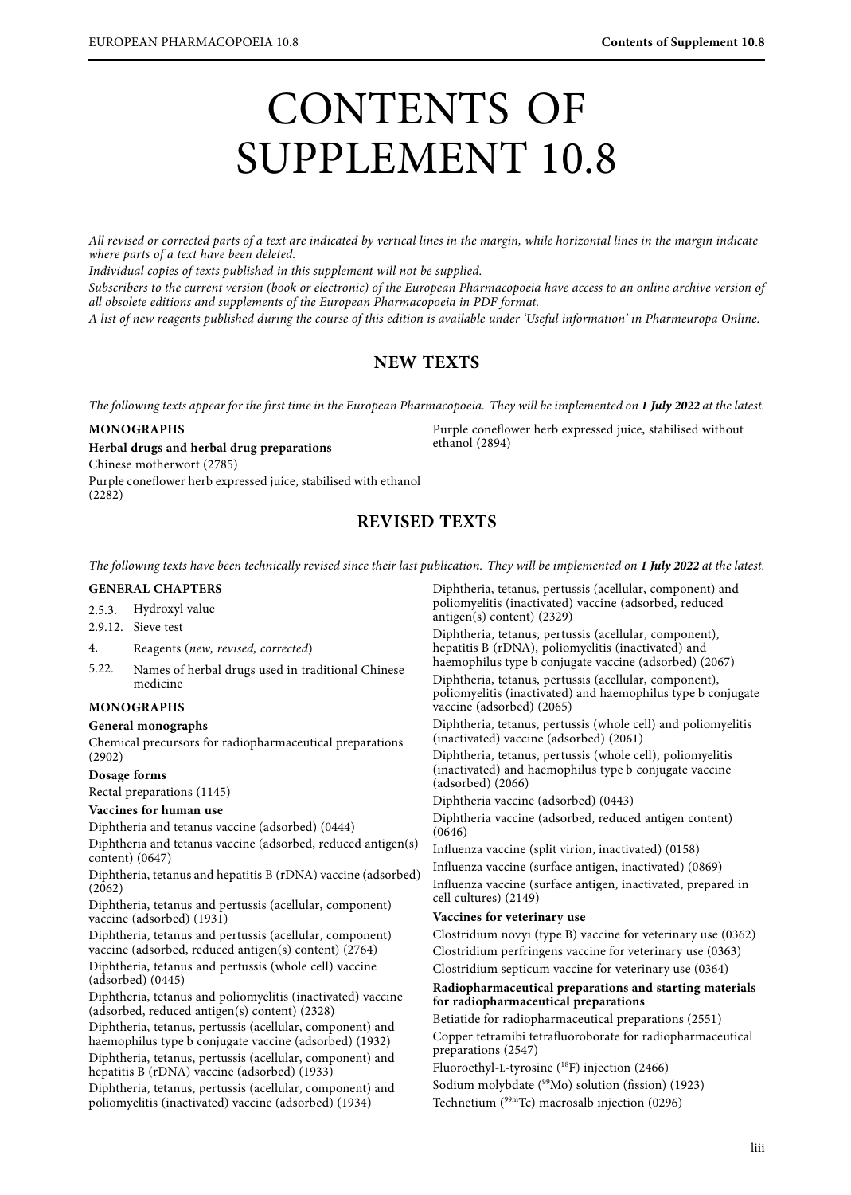# CONTENTS OF SUPPLEMENT 10.8

*All revised or corrected parts of a text are indicated by vertical lines in the margin, while horizontal lines in the margin indicate where parts of a text have been deleted.*

*Individual copies of texts published in this supplement will not be supplied.*

*Subscribers to the current version (book or electronic) of the European Pharmacopoeia have access to an online archive version of all obsolete editions and supplements of the European Pharmacopoeia in PDF format.*

*A list of new reagents published during the course of this edition is available under 'Useful information' in Pharmeuropa Online.*

## NEW TEXTS

*The following texts appear for the first time in the European Pharmacopoeia. They will be implemented on **1 July 2022** at the latest.*

**MONOGRAPHS**

**Herbal drugs and herbal drug preparations**

Chinese motherwort (2785)

Purple coneflower herb expressed juice, stabilised with ethanol (2282)

Purple coneflower herb expressed juice, stabilised without ethanol (2894)

## REVISED TEXTS

*The following texts have been technically revised since their last publication. They will be implemented on **1 July 2022** at the latest.*

**GENERAL CHAPTERS**

2.5.3. Hydroxyl value

2.9.12. Sieve test

4. Reagents (*new, revised, corrected*)

5.22. Names of herbal drugs used in traditional Chinese medicine

**MONOGRAPHS**

**General monographs**

Chemical precursors for radiopharmaceutical preparations (2902)

**Dosage forms**

Rectal preparations (1145)

**Vaccines for human use**

Diphtheria and tetanus vaccine (adsorbed) (0444)

Diphtheria and tetanus vaccine (adsorbed, reduced antigen(s) content) (0647)

Diphtheria, tetanus and hepatitis B (rDNA) vaccine (adsorbed) (2062)

Diphtheria, tetanus and pertussis (acellular, component) vaccine (adsorbed) (1931)

Diphtheria, tetanus and pertussis (acellular, component) vaccine (adsorbed, reduced antigen(s) content) (2764)

Diphtheria, tetanus and pertussis (whole cell) vaccine (adsorbed) (0445)

Diphtheria, tetanus and poliomyelitis (inactivated) vaccine (adsorbed, reduced antigen(s) content) (2328)

Diphtheria, tetanus, pertussis (acellular, component) and haemophilus type b conjugate vaccine (adsorbed) (1932)

Diphtheria, tetanus, pertussis (acellular, component) and hepatitis B (rDNA) vaccine (adsorbed) (1933)

Diphtheria, tetanus, pertussis (acellular, component) and poliomyelitis (inactivated) vaccine (adsorbed) (1934)

Diphtheria, tetanus, pertussis (acellular, component) and poliomyelitis (inactivated) vaccine (adsorbed, reduced antigen(s) content) (2329)

Diphtheria, tetanus, pertussis (acellular, component), hepatitis B (rDNA), poliomyelitis (inactivated) and haemophilus type b conjugate vaccine (adsorbed) (2067)

Diphtheria, tetanus, pertussis (acellular, component), poliomyelitis (inactivated) and haemophilus type b conjugate vaccine (adsorbed) (2065)

Diphtheria, tetanus, pertussis (whole cell) and poliomyelitis (inactivated) vaccine (adsorbed) (2061)

Diphtheria, tetanus, pertussis (whole cell), poliomyelitis (inactivated) and haemophilus type b conjugate vaccine (adsorbed) (2066)

Diphtheria vaccine (adsorbed) (0443)

Diphtheria vaccine (adsorbed, reduced antigen content) (0646)

Influenza vaccine (split virion, inactivated) (0158)

Influenza vaccine (surface antigen, inactivated) (0869)

Influenza vaccine (surface antigen, inactivated, prepared in cell cultures) (2149)

**Vaccines for veterinary use**

Clostridium novyi (type B) vaccine for veterinary use (0362)

Clostridium perfringens vaccine for veterinary use (0363)

Clostridium septicum vaccine for veterinary use (0364)

**Radiopharmaceutical preparations and starting materials for radiopharmaceutical preparations**

Betiatide for radiopharmaceutical preparations (2551)

Copper tetramibi tetrafluoroborate for radiopharmaceutical preparations (2547)

Fluoroethyl-L-tyrosine ($^{18}F$) injection (2466)

Sodium molybdate ($^{99}Mo$) solution (fission) (1923)

Technetium ($^{99m}Tc$) macrosalb injection (0296)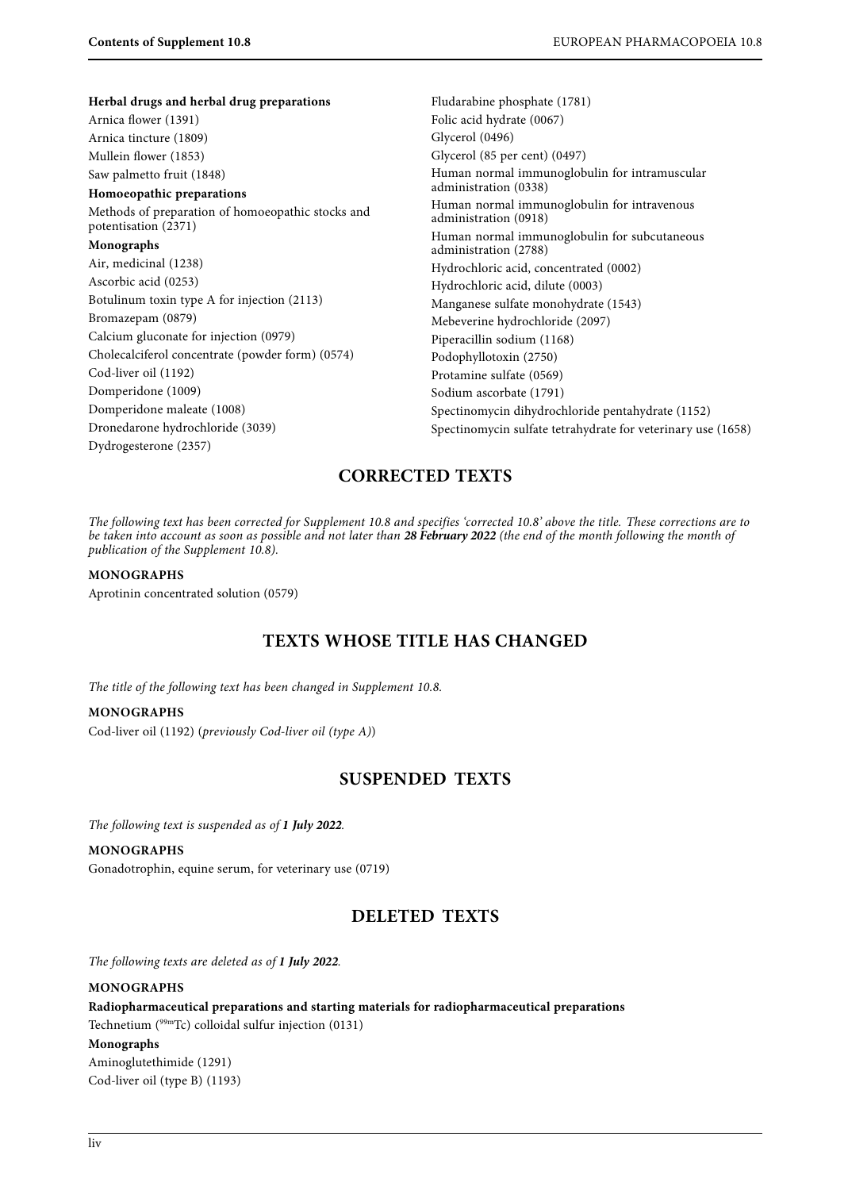**Herbal drugs and herbal drug preparations**

Arnica flower (1391)

Arnica tincture (1809)

Mullein flower (1853)

Saw palmetto fruit (1848)

**Homoeopathic preparations**

Methods of preparation of homoeopathic stocks and potentisation (2371)

**Monographs**

Air, medicinal (1238)

Ascorbic acid (0253)

Botulinum toxin type A for injection (2113)

Bromazepam (0879)

Calcium gluconate for injection (0979)

Cholecalciferol concentrate (powder form) (0574)

Cod-liver oil (1192)

Domperidone (1009)

Domperidone maleate (1008)

Dronedarone hydrochloride (3039)

Dydrogesterone (2357)

Fludarabine phosphate (1781)

Folic acid hydrate (0067)

Glycerol (0496)

Glycerol (85 per cent) (0497)

Human normal immunoglobulin for intramuscular administration (0338)

Human normal immunoglobulin for intravenous administration (0918)

Human normal immunoglobulin for subcutaneous administration (2788)

Hydrochloric acid, concentrated (0002)

Hydrochloric acid, dilute (0003)

Manganese sulfate monohydrate (1543)

Mebeverine hydrochloride (2097)

Piperacillin sodium (1168)

Podophyllotoxin (2750)

Protamine sulfate (0569)

Sodium ascorbate (1791)

Spectinomycin dihydrochloride pentahydrate (1152)

Spectinomycin sulfate tetrahydrate for veterinary use (1658)

## CORRECTED TEXTS

*The following text has been corrected for Supplement 10.8 and specifies 'corrected 10.8' above the title. These corrections are to be taken into account as soon as possible and not later than* ***28 February 2022*** *(the end of the month following the month of publication of the Supplement 10.8).*

**MONOGRAPHS**

Aprotinin concentrated solution (0579)

## TEXTS WHOSE TITLE HAS CHANGED

*The title of the following text has been changed in Supplement 10.8.*

**MONOGRAPHS**

Cod-liver oil (1192) (*previously Cod-liver oil (type A)*)

## SUSPENDED TEXTS

*The following text is suspended as of* ***1 July 2022****.*

**MONOGRAPHS**

Gonadotrophin, equine serum, for veterinary use (0719)

## DELETED TEXTS

*The following texts are deleted as of* ***1 July 2022****.*

**MONOGRAPHS**

**Radiopharmaceutical preparations and starting materials for radiopharmaceutical preparations**

Technetium ($^{99m}$Tc) colloidal sulfur injection (0131)

**Monographs**

Aminoglutethimide (1291)

Cod-liver oil (type B) (1193)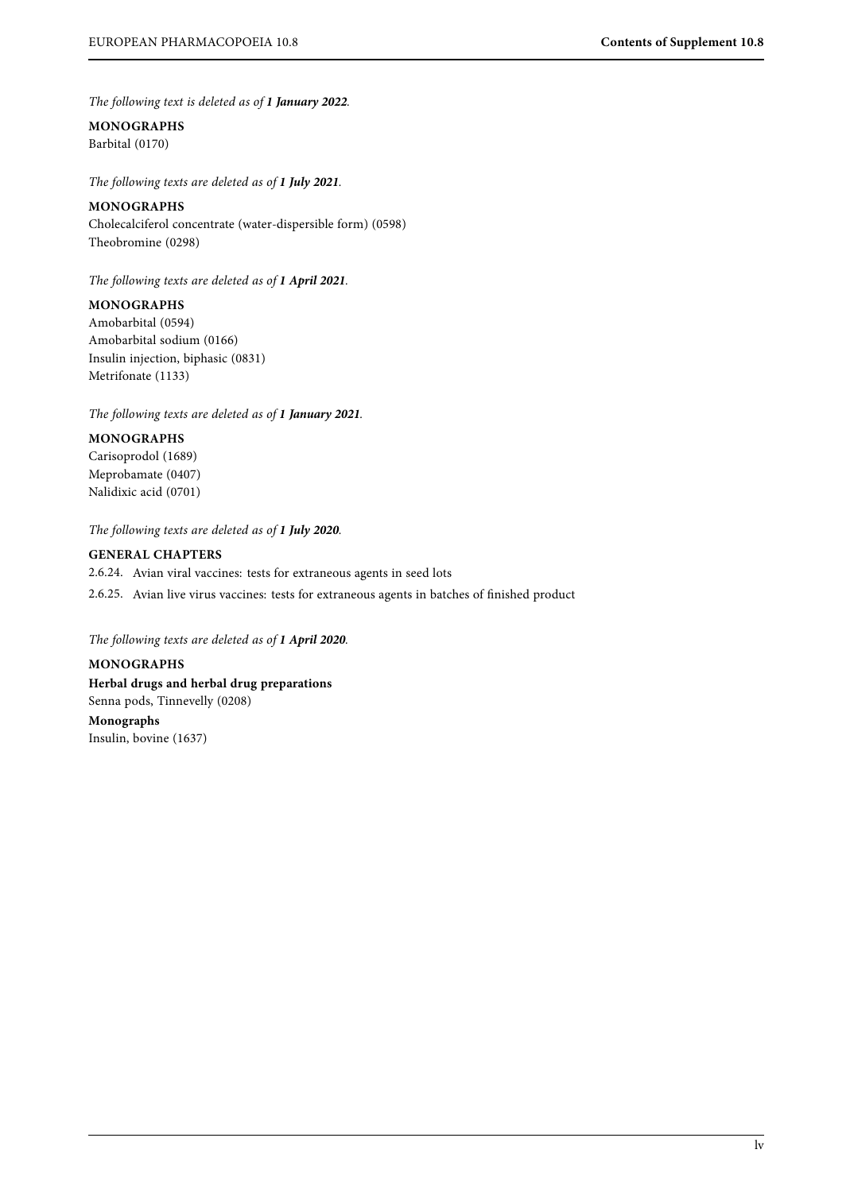*The following text is deleted as of **1 January 2022**.*

**MONOGRAPHS**

Barbital (0170)

*The following texts are deleted as of **1 July 2021**.*

**MONOGRAPHS**

Cholecalciferol concentrate (water-dispersible form) (0598)
Theobromine (0298)

*The following texts are deleted as of **1 April 2021**.*

**MONOGRAPHS**

Amobarbital (0594)
Amobarbital sodium (0166)
Insulin injection, biphasic (0831)
Metrifonate (1133)

*The following texts are deleted as of **1 January 2021**.*

**MONOGRAPHS**

Carisoprodol (1689)
Meprobamate (0407)
Nalidixic acid (0701)

*The following texts are deleted as of **1 July 2020**.*

**GENERAL CHAPTERS**

2.6.24. Avian viral vaccines: tests for extraneous agents in seed lots

2.6.25. Avian live virus vaccines: tests for extraneous agents in batches of finished product

*The following texts are deleted as of **1 April 2020**.*

**MONOGRAPHS**

**Herbal drugs and herbal drug preparations**

Senna pods, Tinnevelly (0208)

**Monographs**

Insulin, bovine (1637)